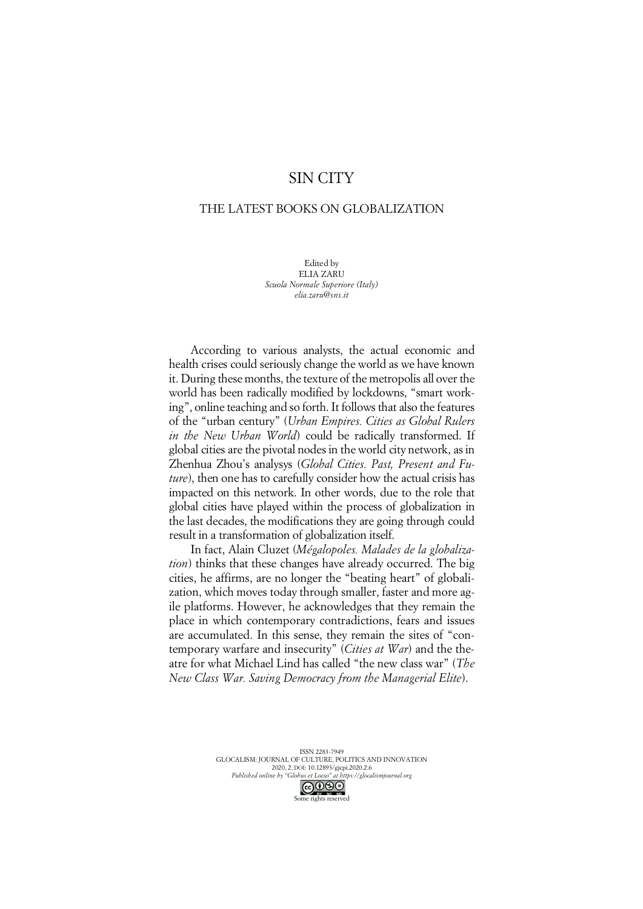# SIN CITY

## THE LATEST BOOKS ON GLOBALIZATION

Edited by
ELIA ZARU
*Scuola Normale Superiore (Italy)*
*elia.zaru@sns.it*

According to various analysts, the actual economic and health crises could seriously change the world as we have known it. During these months, the texture of the metropolis all over the world has been radically modified by lockdowns, "smart working", online teaching and so forth. It follows that also the features of the "urban century" (*Urban Empires. Cities as Global Rulers in the New Urban World*) could be radically transformed. If global cities are the pivotal nodes in the world city network, as in Zhenhua Zhou's analysys (*Global Cities. Past, Present and Future*), then one has to carefully consider how the actual crisis has impacted on this network. In other words, due to the role that global cities have played within the process of globalization in the last decades, the modifications they are going through could result in a transformation of globalization itself.

In fact, Alain Cluzet (*Mégalopoles. Malades de la globalization*) thinks that these changes have already occurred. The big cities, he affirms, are no longer the "beating heart" of globalization, which moves today through smaller, faster and more agile platforms. However, he acknowledges that they remain the place in which contemporary contradictions, fears and issues are accumulated. In this sense, they remain the sites of "contemporary warfare and insecurity" (*Cities at War*) and the theatre for what Michael Lind has called "the new class war" (*The New Class War. Saving Democracy from the Managerial Elite*).

ISSN 2283-7949
GLOCALISM: JOURNAL OF CULTURE, POLITICS AND INNOVATION
2020, 2, DOI: 10.12893/gjcpi.2020.2.6
*Published online by "Globus et Locus" at https://glocalismjournal.org*
Some rights reserved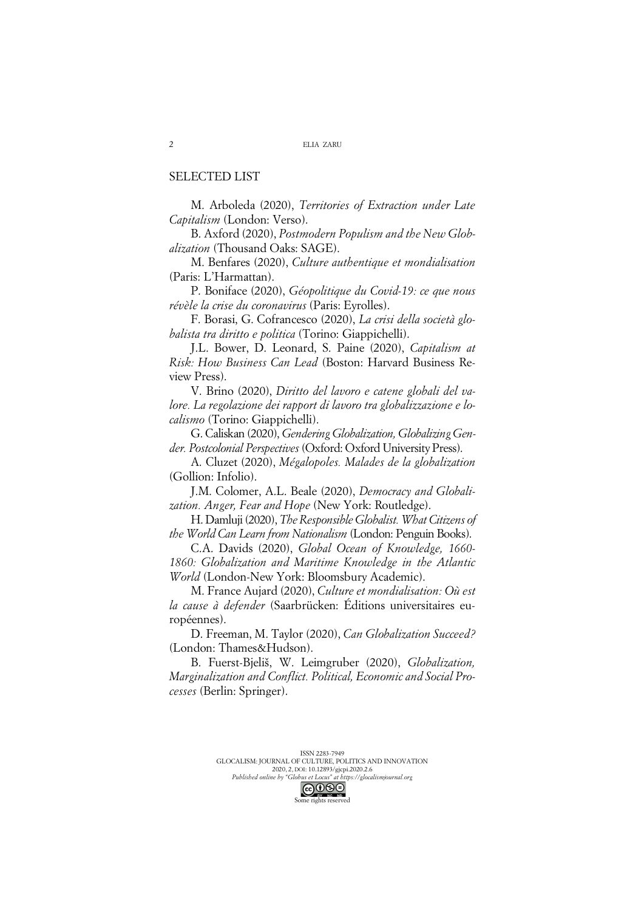## SELECTED LIST

M. Arboleda (2020), *Territories of Extraction under Late Capitalism* (London: Verso).

B. Axford (2020), *Postmodern Populism and the New Globalization* (Thousand Oaks: SAGE).

M. Benfares (2020), *Culture authentique et mondialisation* (Paris: L'Harmattan).

P. Boniface (2020), *Géopolitique du Covid-19: ce que nous révèle la crise du coronavirus* (Paris: Eyrolles).

F. Borasi, G. Cofrancesco (2020), *La crisi della società globalista tra diritto e politica* (Torino: Giappichelli).

J.L. Bower, D. Leonard, S. Paine (2020), *Capitalism at Risk: How Business Can Lead* (Boston: Harvard Business Review Press).

V. Brino (2020), *Diritto del lavoro e catene globali del valore. La regolazione dei rapport di lavoro tra globalizzazione e localismo* (Torino: Giappichelli).

G. Caliskan (2020), *Gendering Globalization, Globalizing Gender. Postcolonial Perspectives* (Oxford: Oxford University Press).

A. Cluzet (2020), *Mégalopoles. Malades de la globalization* (Gollion: Infolio).

J.M. Colomer, A.L. Beale (2020), *Democracy and Globalization. Anger, Fear and Hope* (New York: Routledge).

H. Damluji (2020), *The Responsible Globalist. What Citizens of the World Can Learn from Nationalism* (London: Penguin Books).

C.A. Davids (2020), *Global Ocean of Knowledge, 1660-1860: Globalization and Maritime Knowledge in the Atlantic World* (London-New York: Bloomsbury Academic).

M. France Aujard (2020), *Culture et mondialisation: Où est la cause à defender* (Saarbrücken: Éditions universitaires européennes).

D. Freeman, M. Taylor (2020), *Can Globalization Succeed?* (London: Thames&Hudson).

B. Fuerst-Bjeliš, W. Leimgruber (2020), *Globalization, Marginalization and Conflict. Political, Economic and Social Processes* (Berlin: Springer).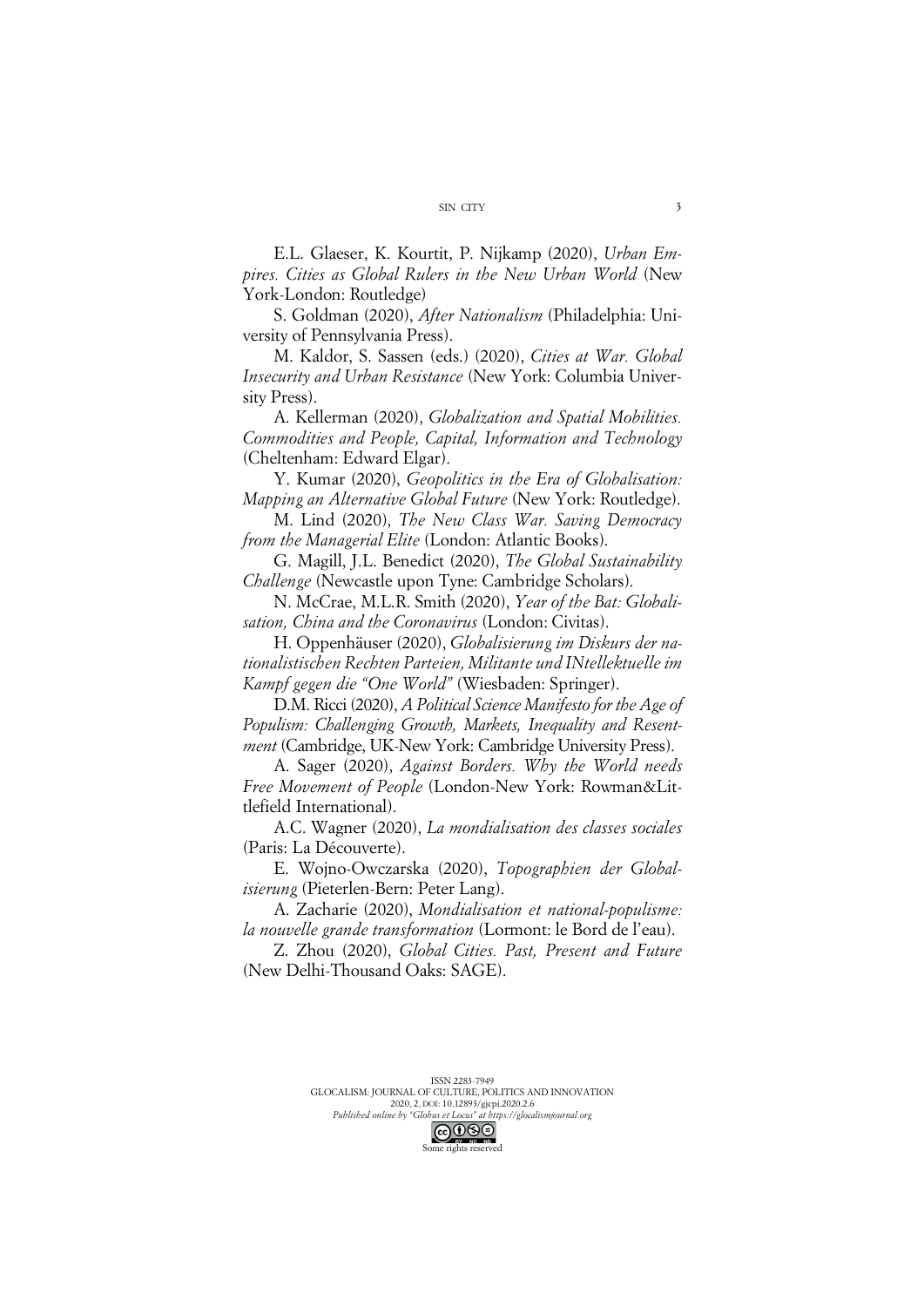E.L. Glaeser, K. Kourtit, P. Nijkamp (2020), *Urban Empires. Cities as Global Rulers in the New Urban World* (New York-London: Routledge)

S. Goldman (2020), *After Nationalism* (Philadelphia: University of Pennsylvania Press).

M. Kaldor, S. Sassen (eds.) (2020), *Cities at War. Global Insecurity and Urban Resistance* (New York: Columbia University Press).

A. Kellerman (2020), *Globalization and Spatial Mobilities. Commodities and People, Capital, Information and Technology* (Cheltenham: Edward Elgar).

Y. Kumar (2020), *Geopolitics in the Era of Globalisation: Mapping an Alternative Global Future* (New York: Routledge).

M. Lind (2020), *The New Class War. Saving Democracy from the Managerial Elite* (London: Atlantic Books).

G. Magill, J.L. Benedict (2020), *The Global Sustainability Challenge* (Newcastle upon Tyne: Cambridge Scholars).

N. McCrae, M.L.R. Smith (2020), *Year of the Bat: Globalisation, China and the Coronavirus* (London: Civitas).

H. Oppenhäuser (2020), *Globalisierung im Diskurs der nationalistischen Rechten Parteien, Militante und INtellektuelle im Kampf gegen die "One World"* (Wiesbaden: Springer).

D.M. Ricci (2020), *A Political Science Manifesto for the Age of Populism: Challenging Growth, Markets, Inequality and Resentment* (Cambridge, UK-New York: Cambridge University Press).

A. Sager (2020), *Against Borders. Why the World needs Free Movement of People* (London-New York: Rowman&Littlefield International).

A.C. Wagner (2020), *La mondialisation des classes sociales* (Paris: La Découverte).

E. Wojno-Owczarska (2020), *Topographien der Globalisierung* (Pieterlen-Bern: Peter Lang).

A. Zacharie (2020), *Mondialisation et national-populisme: la nouvelle grande transformation* (Lormont: le Bord de l'eau).

Z. Zhou (2020), *Global Cities. Past, Present and Future* (New Delhi-Thousand Oaks: SAGE).